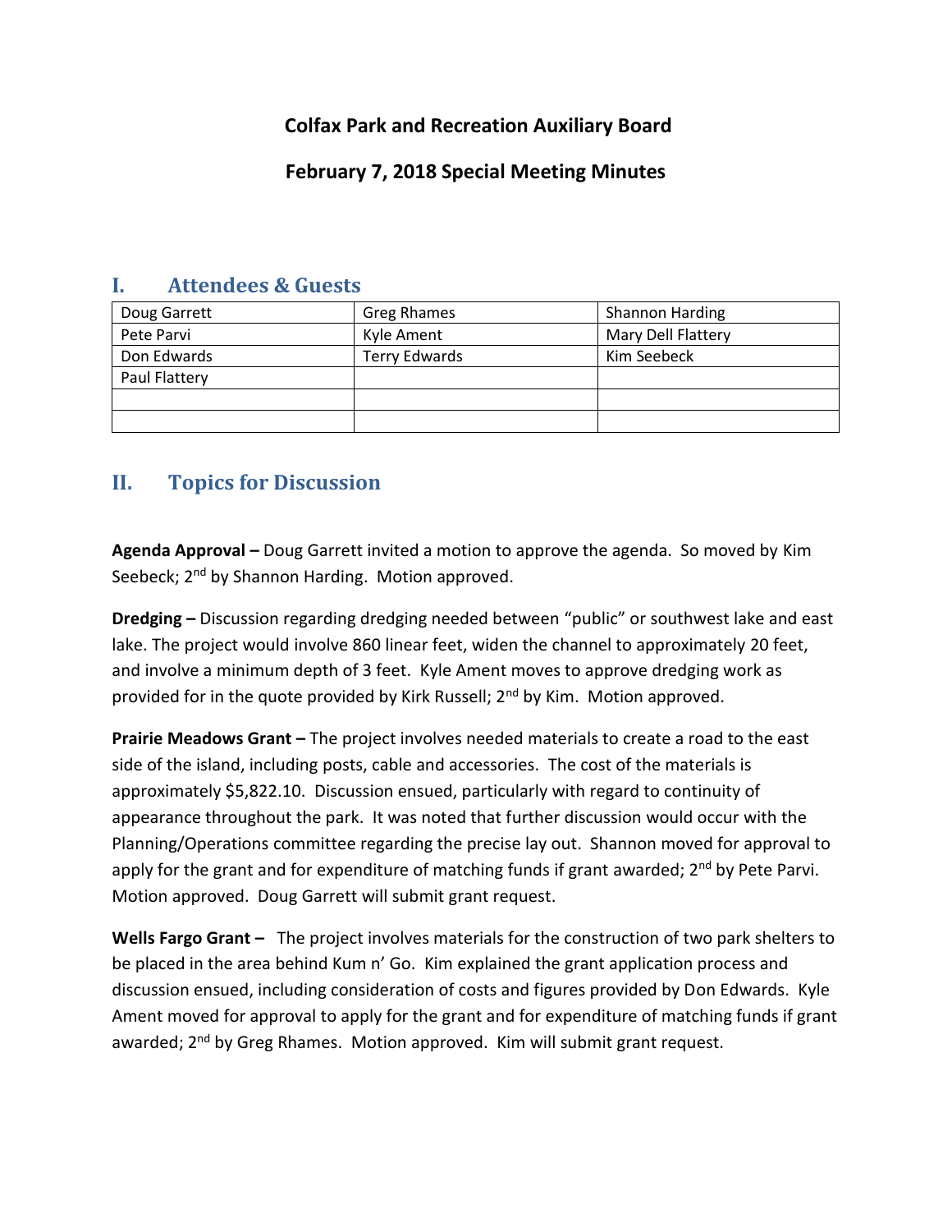# Colfax Park and Recreation Auxiliary Board

## February 7, 2018 Special Meeting Minutes

## I. Attendees & Guests

| Doug Garrett | Greg Rhames | Shannon Harding |
|---|---|---|
| Pete Parvi | Kyle Ament | Mary Dell Flattery |
| Don Edwards | Terry Edwards | Kim Seebeck |
| Paul Flattery | | |
| | | |
| | | |

## II. Topics for Discussion

**Agenda Approval –** Doug Garrett invited a motion to approve the agenda. So moved by Kim Seebeck; 2nd by Shannon Harding. Motion approved.

**Dredging –** Discussion regarding dredging needed between "public" or southwest lake and east lake. The project would involve 860 linear feet, widen the channel to approximately 20 feet, and involve a minimum depth of 3 feet. Kyle Ament moves to approve dredging work as provided for in the quote provided by Kirk Russell; 2nd by Kim. Motion approved.

**Prairie Meadows Grant –** The project involves needed materials to create a road to the east side of the island, including posts, cable and accessories. The cost of the materials is approximately $5,822.10. Discussion ensued, particularly with regard to continuity of appearance throughout the park. It was noted that further discussion would occur with the Planning/Operations committee regarding the precise lay out. Shannon moved for approval to apply for the grant and for expenditure of matching funds if grant awarded; 2nd by Pete Parvi. Motion approved. Doug Garrett will submit grant request.

**Wells Fargo Grant –** The project involves materials for the construction of two park shelters to be placed in the area behind Kum n' Go. Kim explained the grant application process and discussion ensued, including consideration of costs and figures provided by Don Edwards. Kyle Ament moved for approval to apply for the grant and for expenditure of matching funds if grant awarded; 2nd by Greg Rhames. Motion approved. Kim will submit grant request.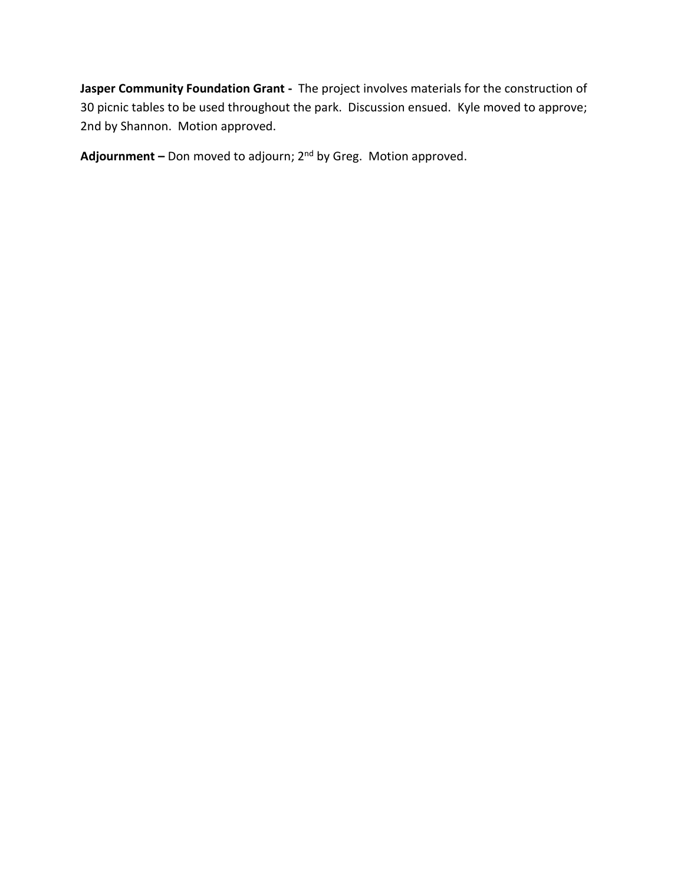**Jasper Community Foundation Grant -** The project involves materials for the construction of 30 picnic tables to be used throughout the park. Discussion ensued. Kyle moved to approve; 2nd by Shannon. Motion approved.

**Adjournment –** Don moved to adjourn; 2nd by Greg. Motion approved.